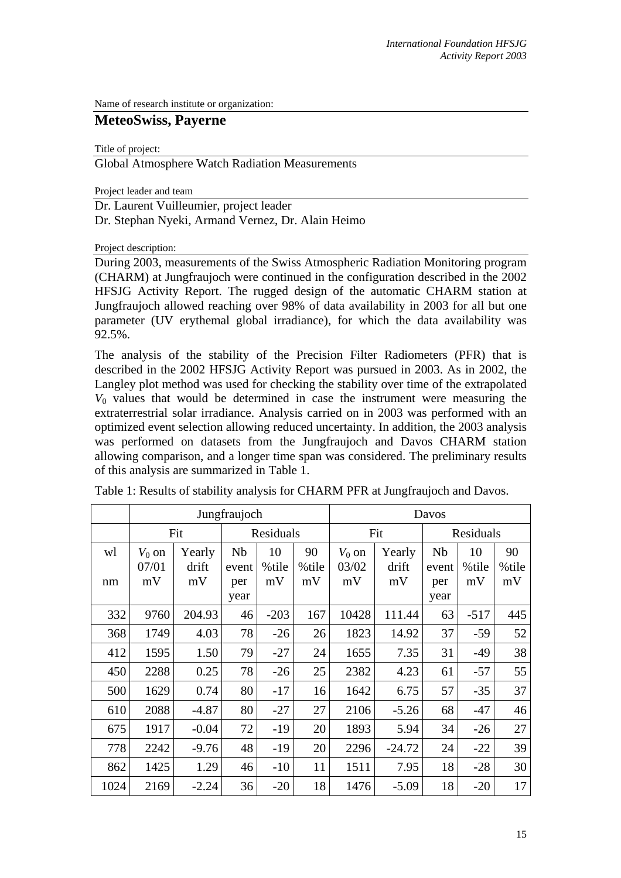Name of research institute or organization:

## MeteoSwiss, Payerne

Title of project:

Global Atmosphere Watch Radiation Measurements

Project leader and team

Dr. Laurent Vuilleumier, project leader
Dr. Stephan Nyeki, Armand Vernez, Dr. Alain Heimo

Project description:

During 2003, measurements of the Swiss Atmospheric Radiation Monitoring program (CHARM) at Jungfraujoch were continued in the configuration described in the 2002 HFSJG Activity Report. The rugged design of the automatic CHARM station at Jungfraujoch allowed reaching over 98% of data availability in 2003 for all but one parameter (UV erythemal global irradiance), for which the data availability was 92.5%.

The analysis of the stability of the Precision Filter Radiometers (PFR) that is described in the 2002 HFSJG Activity Report was pursued in 2003. As in 2002, the Langley plot method was used for checking the stability over time of the extrapolated $V_0$ values that would be determined in case the instrument were measuring the extraterrestrial solar irradiance. Analysis carried on in 2003 was performed with an optimized event selection allowing reduced uncertainty. In addition, the 2003 analysis was performed on datasets from the Jungfraujoch and Davos CHARM station allowing comparison, and a longer time span was considered. The preliminary results of this analysis are summarized in Table 1.

Table 1: Results of stability analysis for CHARM PFR at Jungfraujoch and Davos.

| | Jungfraujoch | | | | | Davos | | | | |
|---|---|---|---|---|---|---|---|---|---|---|
| | Fit | | Residuals | | | Fit | | Residuals | | |
| wl nm | $V_0$ on 07/01 mV | Yearly drift mV | Nb event per year | 10 %tile mV | 90 %tile mV | $V_0$ on 03/02 mV | Yearly drift mV | Nb event per year | 10 %tile mV | 90 %tile mV |
| 332 | 9760 | 204.93 | 46 | -203 | 167 | 10428 | 111.44 | 63 | -517 | 445 |
| 368 | 1749 | 4.03 | 78 | -26 | 26 | 1823 | 14.92 | 37 | -59 | 52 |
| 412 | 1595 | 1.50 | 79 | -27 | 24 | 1655 | 7.35 | 31 | -49 | 38 |
| 450 | 2288 | 0.25 | 78 | -26 | 25 | 2382 | 4.23 | 61 | -57 | 55 |
| 500 | 1629 | 0.74 | 80 | -17 | 16 | 1642 | 6.75 | 57 | -35 | 37 |
| 610 | 2088 | -4.87 | 80 | -27 | 27 | 2106 | -5.26 | 68 | -47 | 46 |
| 675 | 1917 | -0.04 | 72 | -19 | 20 | 1893 | 5.94 | 34 | -26 | 27 |
| 778 | 2242 | -9.76 | 48 | -19 | 20 | 2296 | -24.72 | 24 | -22 | 39 |
| 862 | 1425 | 1.29 | 46 | -10 | 11 | 1511 | 7.95 | 18 | -28 | 30 |
| 1024 | 2169 | -2.24 | 36 | -20 | 18 | 1476 | -5.09 | 18 | -20 | 17 |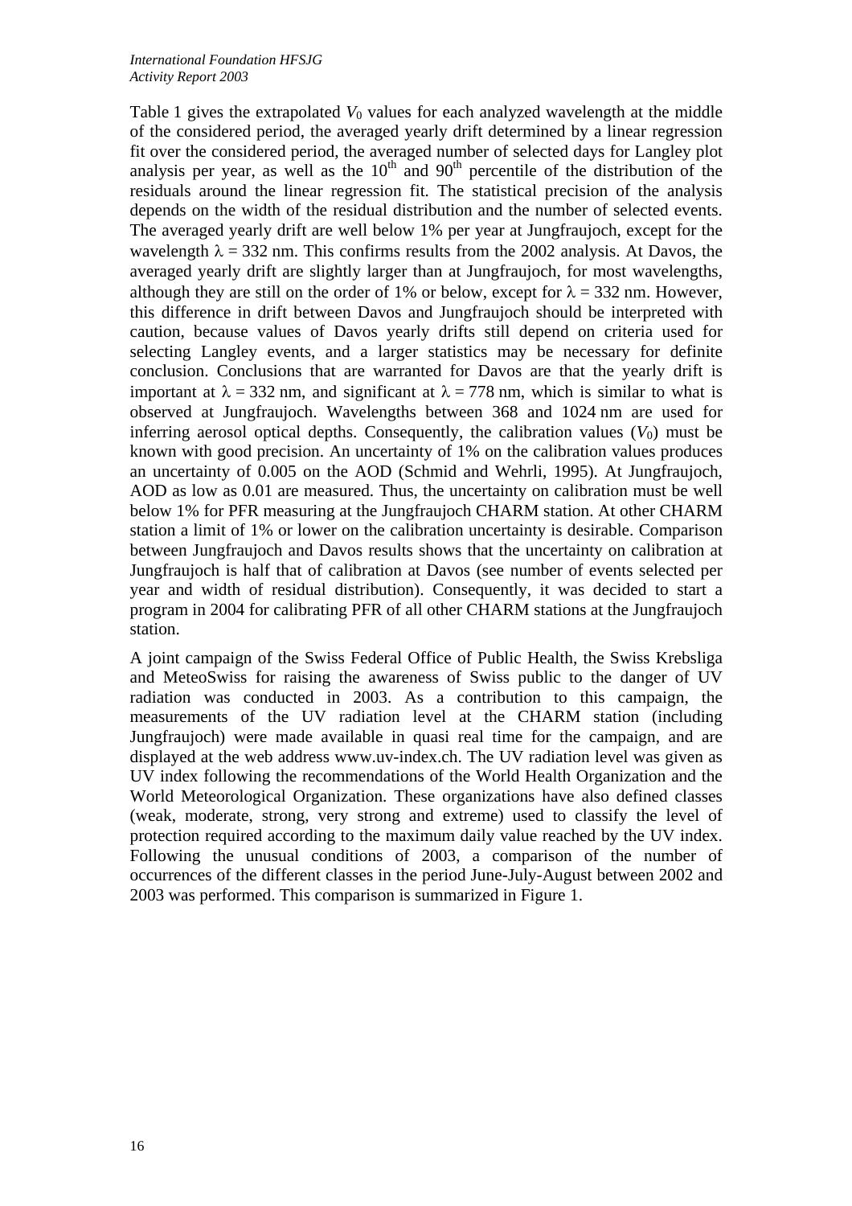Table 1 gives the extrapolated $V_0$ values for each analyzed wavelength at the middle of the considered period, the averaged yearly drift determined by a linear regression fit over the considered period, the averaged number of selected days for Langley plot analysis per year, as well as the $10^{th}$ and $90^{th}$ percentile of the distribution of the residuals around the linear regression fit. The statistical precision of the analysis depends on the width of the residual distribution and the number of selected events. The averaged yearly drift are well below 1% per year at Jungfraujoch, except for the wavelength $\lambda = 332$ nm. This confirms results from the 2002 analysis. At Davos, the averaged yearly drift are slightly larger than at Jungfraujoch, for most wavelengths, although they are still on the order of 1% or below, except for $\lambda = 332$ nm. However, this difference in drift between Davos and Jungfraujoch should be interpreted with caution, because values of Davos yearly drifts still depend on criteria used for selecting Langley events, and a larger statistics may be necessary for definite conclusion. Conclusions that are warranted for Davos are that the yearly drift is important at $\lambda = 332$ nm, and significant at $\lambda = 778$ nm, which is similar to what is observed at Jungfraujoch. Wavelengths between 368 and 1024 nm are used for inferring aerosol optical depths. Consequently, the calibration values ($V_0$) must be known with good precision. An uncertainty of 1% on the calibration values produces an uncertainty of 0.005 on the AOD (Schmid and Wehrli, 1995). At Jungfraujoch, AOD as low as 0.01 are measured. Thus, the uncertainty on calibration must be well below 1% for PFR measuring at the Jungfraujoch CHARM station. At other CHARM station a limit of 1% or lower on the calibration uncertainty is desirable. Comparison between Jungfraujoch and Davos results shows that the uncertainty on calibration at Jungfraujoch is half that of calibration at Davos (see number of events selected per year and width of residual distribution). Consequently, it was decided to start a program in 2004 for calibrating PFR of all other CHARM stations at the Jungfraujoch station.

A joint campaign of the Swiss Federal Office of Public Health, the Swiss Krebsliga and MeteoSwiss for raising the awareness of Swiss public to the danger of UV radiation was conducted in 2003. As a contribution to this campaign, the measurements of the UV radiation level at the CHARM station (including Jungfraujoch) were made available in quasi real time for the campaign, and are displayed at the web address www.uv-index.ch. The UV radiation level was given as UV index following the recommendations of the World Health Organization and the World Meteorological Organization. These organizations have also defined classes (weak, moderate, strong, very strong and extreme) used to classify the level of protection required according to the maximum daily value reached by the UV index. Following the unusual conditions of 2003, a comparison of the number of occurrences of the different classes in the period June-July-August between 2002 and 2003 was performed. This comparison is summarized in Figure 1.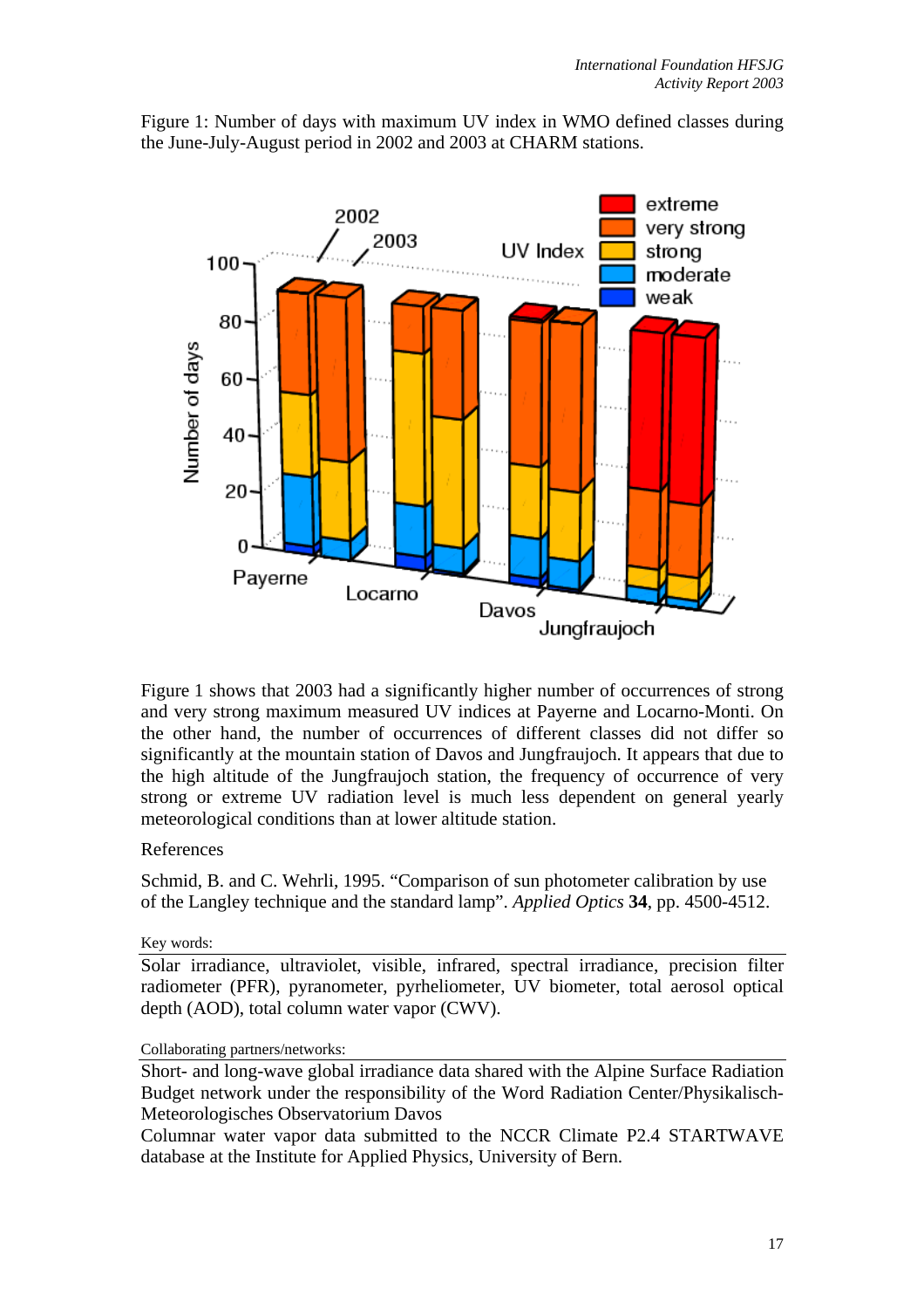Figure 1: Number of days with maximum UV index in WMO defined classes during the June-July-August period in 2002 and 2003 at CHARM stations.

Figure 1 shows that 2003 had a significantly higher number of occurrences of strong and very strong maximum measured UV indices at Payerne and Locarno-Monti. On the other hand, the number of occurrences of different classes did not differ so significantly at the mountain station of Davos and Jungfraujoch. It appears that due to the high altitude of the Jungfraujoch station, the frequency of occurrence of very strong or extreme UV radiation level is much less dependent on general yearly meteorological conditions than at lower altitude station.

References

Schmid, B. and C. Wehrli, 1995. "Comparison of sun photometer calibration by use of the Langley technique and the standard lamp". *Applied Optics* **34**, pp. 4500-4512.

Key words:

Solar irradiance, ultraviolet, visible, infrared, spectral irradiance, precision filter radiometer (PFR), pyranometer, pyrheliometer, UV biometer, total aerosol optical depth (AOD), total column water vapor (CWV).

Collaborating partners/networks:

Short- and long-wave global irradiance data shared with the Alpine Surface Radiation Budget network under the responsibility of the Word Radiation Center/Physikalisch-Meteorologisches Observatorium Davos

Columnar water vapor data submitted to the NCCR Climate P2.4 STARTWAVE database at the Institute for Applied Physics, University of Bern.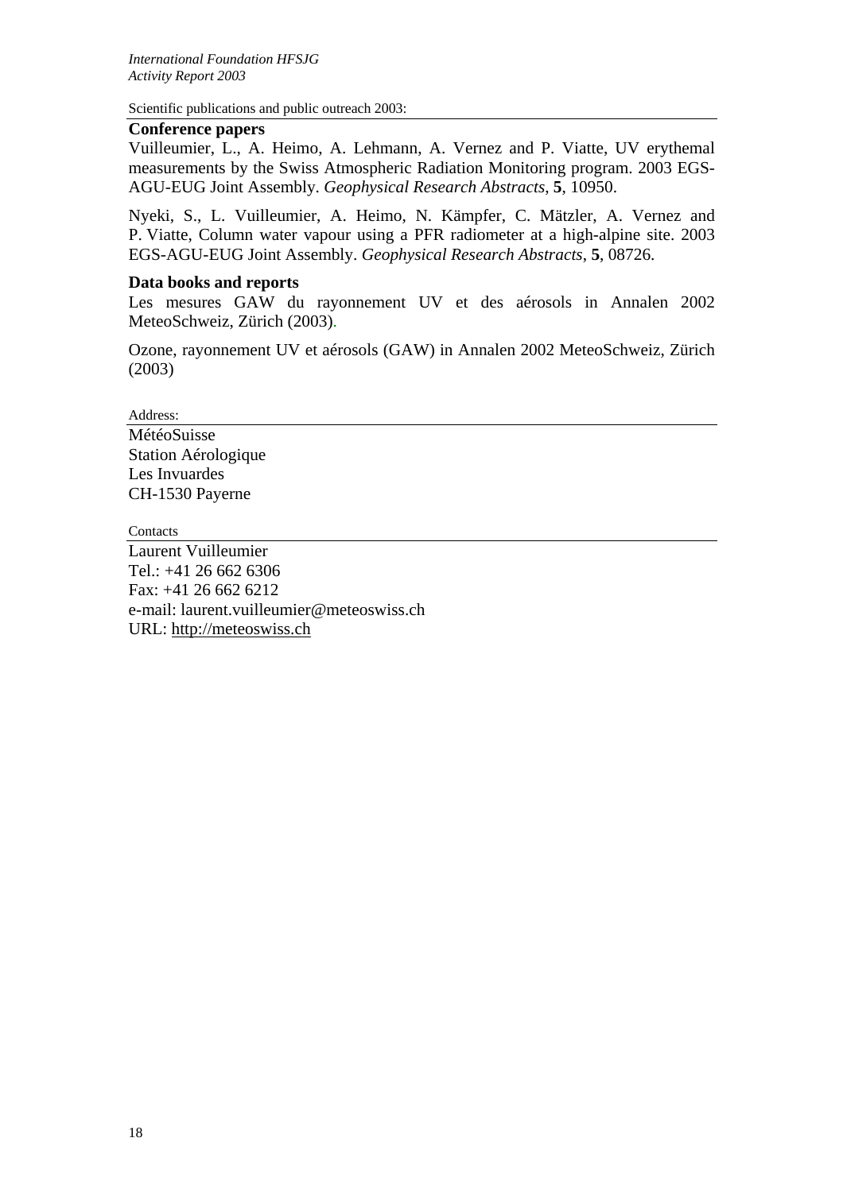Scientific publications and public outreach 2003:

### Conference papers

Vuilleumier, L., A. Heimo, A. Lehmann, A. Vernez and P. Viatte, UV erythemal measurements by the Swiss Atmospheric Radiation Monitoring program. 2003 EGS-AGU-EUG Joint Assembly. *Geophysical Research Abstracts*, **5**, 10950.

Nyeki, S., L. Vuilleumier, A. Heimo, N. Kämpfer, C. Mätzler, A. Vernez and P. Viatte, Column water vapour using a PFR radiometer at a high-alpine site. 2003 EGS-AGU-EUG Joint Assembly. *Geophysical Research Abstracts*, **5**, 08726.

### Data books and reports

Les mesures GAW du rayonnement UV et des aérosols in Annalen 2002 MeteoSchweiz, Zürich (2003).

Ozone, rayonnement UV et aérosols (GAW) in Annalen 2002 MeteoSchweiz, Zürich (2003)

Address:

MétéoSuisse
Station Aérologique
Les Invuardes
CH-1530 Payerne

Contacts

Laurent Vuilleumier
Tel.: +41 26 662 6306
Fax: +41 26 662 6212
e-mail: laurent.vuilleumier@meteoswiss.ch
URL: http://meteoswiss.ch